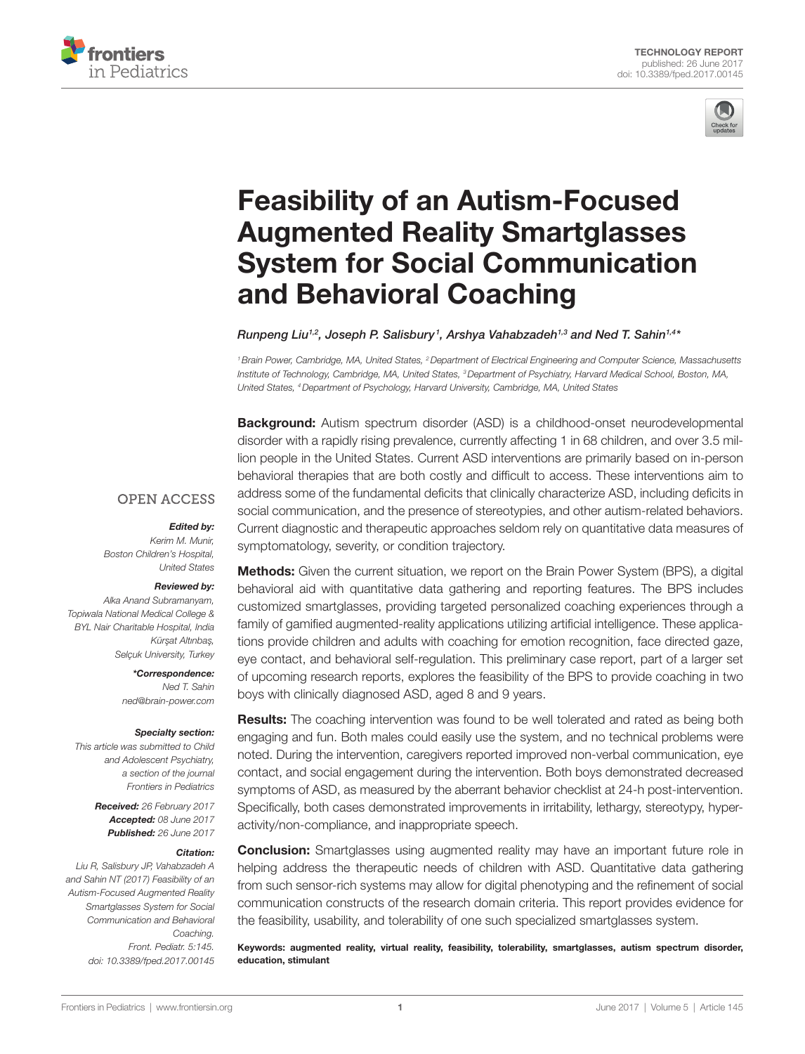TECHNOLOGY REPORT
published: 26 June 2017
doi: 10.3389/fped.2017.00145

# Feasibility of an Autism-Focused Augmented Reality Smartglasses System for Social Communication and Behavioral Coaching

*Runpeng Liu[1,2], Joseph P. Salisbury[1], Arshya Vahabzadeh[1,3] and Ned T. Sahin[1,4]\**

[1] Brain Power, Cambridge, MA, United States, [2] Department of Electrical Engineering and Computer Science, Massachusetts Institute of Technology, Cambridge, MA, United States, [3] Department of Psychiatry, Harvard Medical School, Boston, MA, United States, [4] Department of Psychology, Harvard University, Cambridge, MA, United States

OPEN ACCESS

***Edited by:***
*Kerim M. Munir,*
*Boston Children's Hospital,*
*United States*

***Reviewed by:***
*Alka Anand Subramanyam,*
*Topiwala National Medical College & BYL Nair Charitable Hospital, India*
*Kürşat Altınbaş,*
*Selçuk University, Turkey*

***\*Correspondence:***
*Ned T. Sahin*
*ned@brain-power.com*

***Specialty section:***
*This article was submitted to Child and Adolescent Psychiatry, a section of the journal Frontiers in Pediatrics*

***Received:*** *26 February 2017*
***Accepted:*** *08 June 2017*
***Published:*** *26 June 2017*

***Citation:***
*Liu R, Salisbury JP, Vahabzadeh A and Sahin NT (2017) Feasibility of an Autism-Focused Augmented Reality Smartglasses System for Social Communication and Behavioral Coaching. Front. Pediatr. 5:145. doi: 10.3389/fped.2017.00145*

**Background:** Autism spectrum disorder (ASD) is a childhood-onset neurodevelopmental disorder with a rapidly rising prevalence, currently affecting 1 in 68 children, and over 3.5 million people in the United States. Current ASD interventions are primarily based on in-person behavioral therapies that are both costly and difficult to access. These interventions aim to address some of the fundamental deficits that clinically characterize ASD, including deficits in social communication, and the presence of stereotypies, and other autism-related behaviors. Current diagnostic and therapeutic approaches seldom rely on quantitative data measures of symptomatology, severity, or condition trajectory.

**Methods:** Given the current situation, we report on the Brain Power System (BPS), a digital behavioral aid with quantitative data gathering and reporting features. The BPS includes customized smartglasses, providing targeted personalized coaching experiences through a family of gamified augmented-reality applications utilizing artificial intelligence. These applications provide children and adults with coaching for emotion recognition, face directed gaze, eye contact, and behavioral self-regulation. This preliminary case report, part of a larger set of upcoming research reports, explores the feasibility of the BPS to provide coaching in two boys with clinically diagnosed ASD, aged 8 and 9 years.

**Results:** The coaching intervention was found to be well tolerated and rated as being both engaging and fun. Both males could easily use the system, and no technical problems were noted. During the intervention, caregivers reported improved non-verbal communication, eye contact, and social engagement during the intervention. Both boys demonstrated decreased symptoms of ASD, as measured by the aberrant behavior checklist at 24-h post-intervention. Specifically, both cases demonstrated improvements in irritability, lethargy, stereotypy, hyperactivity/non-compliance, and inappropriate speech.

**Conclusion:** Smartglasses using augmented reality may have an important future role in helping address the therapeutic needs of children with ASD. Quantitative data gathering from such sensor-rich systems may allow for digital phenotyping and the refinement of social communication constructs of the research domain criteria. This report provides evidence for the feasibility, usability, and tolerability of one such specialized smartglasses system.

**Keywords: augmented reality, virtual reality, feasibility, tolerability, smartglasses, autism spectrum disorder, education, stimulant**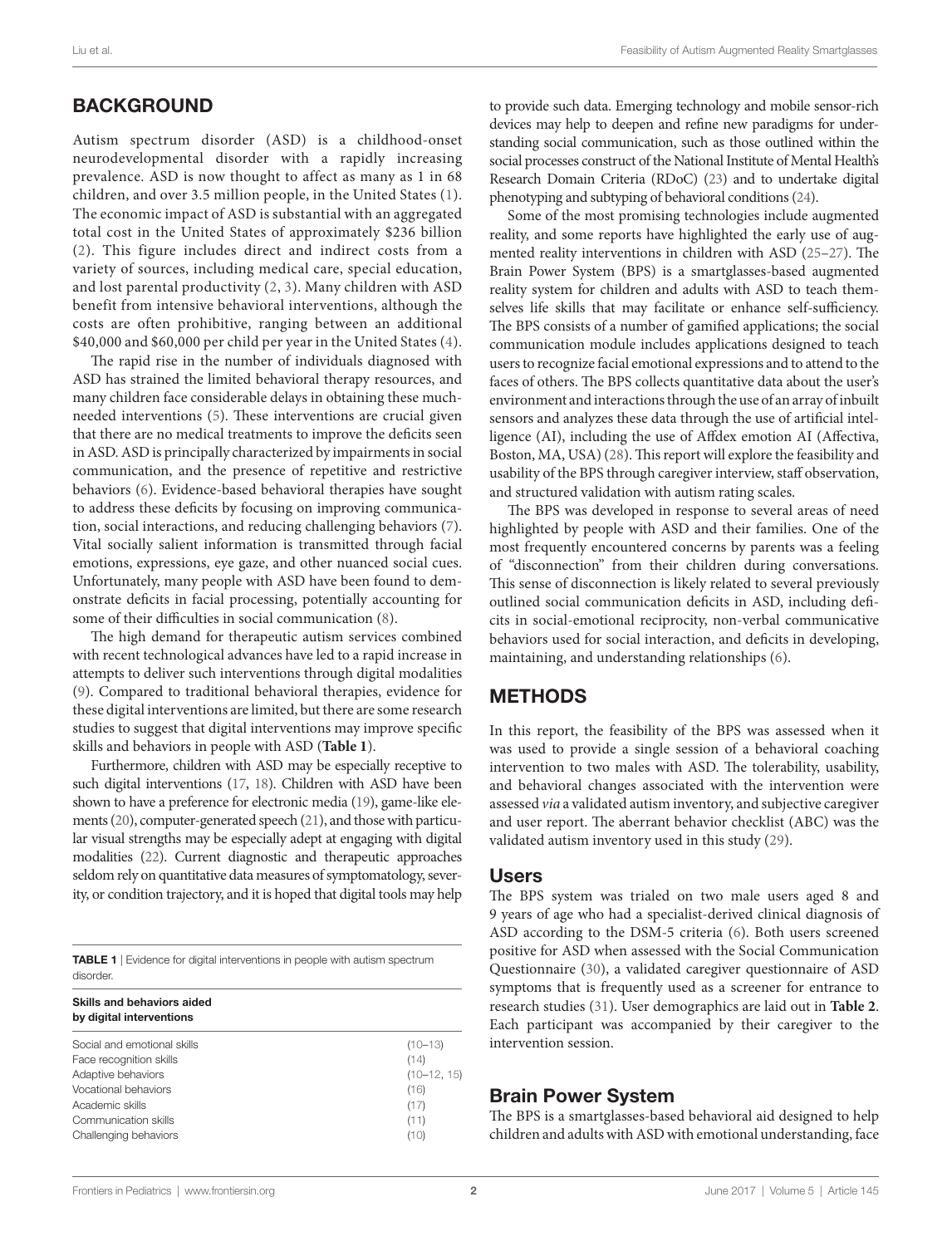## BACKGROUND

Autism spectrum disorder (ASD) is a childhood-onset neurodevelopmental disorder with a rapidly increasing prevalence. ASD is now thought to affect as many as 1 in 68 children, and over 3.5 million people, in the United States (1). The economic impact of ASD is substantial with an aggregated total cost in the United States of approximately $236 billion (2). This figure includes direct and indirect costs from a variety of sources, including medical care, special education, and lost parental productivity (2, 3). Many children with ASD benefit from intensive behavioral interventions, although the costs are often prohibitive, ranging between an additional $40,000 and $60,000 per child per year in the United States (4).

The rapid rise in the number of individuals diagnosed with ASD has strained the limited behavioral therapy resources, and many children face considerable delays in obtaining these much-needed interventions (5). These interventions are crucial given that there are no medical treatments to improve the deficits seen in ASD. ASD is principally characterized by impairments in social communication, and the presence of repetitive and restrictive behaviors (6). Evidence-based behavioral therapies have sought to address these deficits by focusing on improving communication, social interactions, and reducing challenging behaviors (7). Vital socially salient information is transmitted through facial emotions, expressions, eye gaze, and other nuanced social cues. Unfortunately, many people with ASD have been found to demonstrate deficits in facial processing, potentially accounting for some of their difficulties in social communication (8).

The high demand for therapeutic autism services combined with recent technological advances have led to a rapid increase in attempts to deliver such interventions through digital modalities (9). Compared to traditional behavioral therapies, evidence for these digital interventions are limited, but there are some research studies to suggest that digital interventions may improve specific skills and behaviors in people with ASD (**Table 1**).

Furthermore, children with ASD may be especially receptive to such digital interventions (17, 18). Children with ASD have been shown to have a preference for electronic media (19), game-like elements (20), computer-generated speech (21), and those with particular visual strengths may be especially adept at engaging with digital modalities (22). Current diagnostic and therapeutic approaches seldom rely on quantitative data measures of symptomatology, severity, or condition trajectory, and it is hoped that digital tools may help to provide such data. Emerging technology and mobile sensor-rich devices may help to deepen and refine new paradigms for understanding social communication, such as those outlined within the social processes construct of the National Institute of Mental Health's Research Domain Criteria (RDoC) (23) and to undertake digital phenotyping and subtyping of behavioral conditions (24).

**TABLE 1** | Evidence for digital interventions in people with autism spectrum disorder.

| Skills and behaviors aided by digital interventions | |
|---|---|
| Social and emotional skills | (10–13) |
| Face recognition skills | (14) |
| Adaptive behaviors | (10–12, 15) |
| Vocational behaviors | (16) |
| Academic skills | (17) |
| Communication skills | (11) |
| Challenging behaviors | (10) |

Some of the most promising technologies include augmented reality, and some reports have highlighted the early use of augmented reality interventions in children with ASD (25–27). The Brain Power System (BPS) is a smartglasses-based augmented reality system for children and adults with ASD to teach themselves life skills that may facilitate or enhance self-sufficiency. The BPS consists of a number of gamified applications; the social communication module includes applications designed to teach users to recognize facial emotional expressions and to attend to the faces of others. The BPS collects quantitative data about the user's environment and interactions through the use of an array of inbuilt sensors and analyzes these data through the use of artificial intelligence (AI), including the use of Affdex emotion AI (Affectiva, Boston, MA, USA) (28). This report will explore the feasibility and usability of the BPS through caregiver interview, staff observation, and structured validation with autism rating scales.

The BPS was developed in response to several areas of need highlighted by people with ASD and their families. One of the most frequently encountered concerns by parents was a feeling of "disconnection" from their children during conversations. This sense of disconnection is likely related to several previously outlined social communication deficits in ASD, including deficits in social-emotional reciprocity, non-verbal communicative behaviors used for social interaction, and deficits in developing, maintaining, and understanding relationships (6).

## METHODS

In this report, the feasibility of the BPS was assessed when it was used to provide a single session of a behavioral coaching intervention to two males with ASD. The tolerability, usability, and behavioral changes associated with the intervention were assessed *via* a validated autism inventory, and subjective caregiver and user report. The aberrant behavior checklist (ABC) was the validated autism inventory used in this study (29).

### Users

The BPS system was trialed on two male users aged 8 and 9 years of age who had a specialist-derived clinical diagnosis of ASD according to the DSM-5 criteria (6). Both users screened positive for ASD when assessed with the Social Communication Questionnaire (30), a validated caregiver questionnaire of ASD symptoms that is frequently used as a screener for entrance to research studies (31). User demographics are laid out in **Table 2**. Each participant was accompanied by their caregiver to the intervention session.

### Brain Power System

The BPS is a smartglasses-based behavioral aid designed to help children and adults with ASD with emotional understanding, face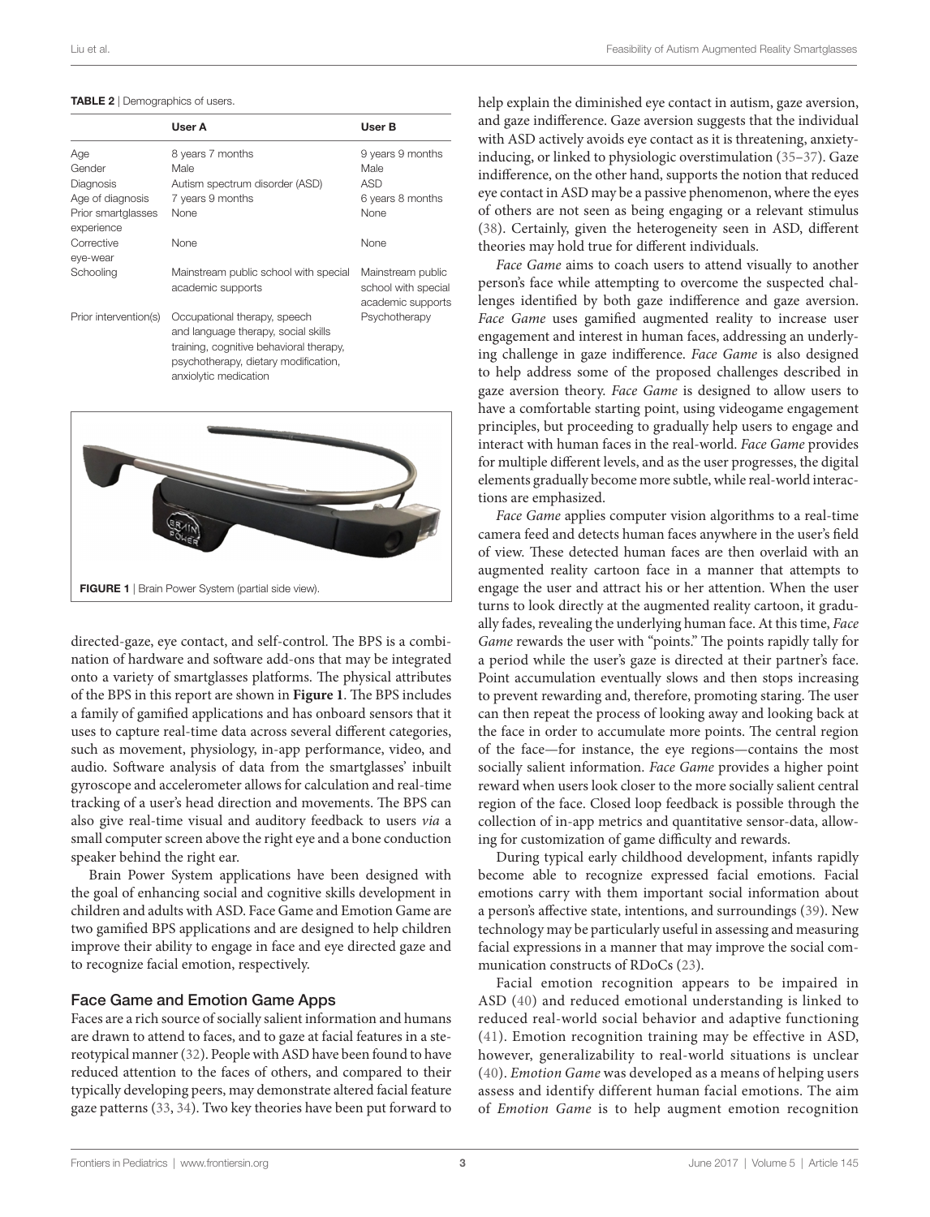**TABLE 2** | Demographics of users.

| | User A | User B |
|---|---|---|
| Age | 8 years 7 months | 9 years 9 months |
| Gender | Male | Male |
| Diagnosis | Autism spectrum disorder (ASD) | ASD |
| Age of diagnosis | 7 years 9 months | 6 years 8 months |
| Prior smartglasses experience | None | None |
| Corrective eye-wear | None | None |
| Schooling | Mainstream public school with special academic supports | Mainstream public school with special academic supports |
| Prior intervention(s) | Occupational therapy, speech and language therapy, social skills training, cognitive behavioral therapy, psychotherapy, dietary modification, anxiolytic medication | Psychotherapy |

**FIGURE 1** | Brain Power System (partial side view).

directed-gaze, eye contact, and self-control. The BPS is a combination of hardware and software add-ons that may be integrated onto a variety of smartglasses platforms. The physical attributes of the BPS in this report are shown in **Figure 1**. The BPS includes a family of gamified applications and has onboard sensors that it uses to capture real-time data across several different categories, such as movement, physiology, in-app performance, video, and audio. Software analysis of data from the smartglasses' inbuilt gyroscope and accelerometer allows for calculation and real-time tracking of a user's head direction and movements. The BPS can also give real-time visual and auditory feedback to users *via* a small computer screen above the right eye and a bone conduction speaker behind the right ear.

Brain Power System applications have been designed with the goal of enhancing social and cognitive skills development in children and adults with ASD. Face Game and Emotion Game are two gamified BPS applications and are designed to help children improve their ability to engage in face and eye directed gaze and to recognize facial emotion, respectively.

## Face Game and Emotion Game Apps

Faces are a rich source of socially salient information and humans are drawn to attend to faces, and to gaze at facial features in a stereotypical manner (32). People with ASD have been found to have reduced attention to the faces of others, and compared to their typically developing peers, may demonstrate altered facial feature gaze patterns (33, 34). Two key theories have been put forward to help explain the diminished eye contact in autism, gaze aversion, and gaze indifference. Gaze aversion suggests that the individual with ASD actively avoids eye contact as it is threatening, anxiety-inducing, or linked to physiologic overstimulation (35–37). Gaze indifference, on the other hand, supports the notion that reduced eye contact in ASD may be a passive phenomenon, where the eyes of others are not seen as being engaging or a relevant stimulus (38). Certainly, given the heterogeneity seen in ASD, different theories may hold true for different individuals.

*Face Game* aims to coach users to attend visually to another person's face while attempting to overcome the suspected challenges identified by both gaze indifference and gaze aversion. *Face Game* uses gamified augmented reality to increase user engagement and interest in human faces, addressing an underlying challenge in gaze indifference. *Face Game* is also designed to help address some of the proposed challenges described in gaze aversion theory. *Face Game* is designed to allow users to have a comfortable starting point, using videogame engagement principles, but proceeding to gradually help users to engage and interact with human faces in the real-world. *Face Game* provides for multiple different levels, and as the user progresses, the digital elements gradually become more subtle, while real-world interactions are emphasized.

*Face Game* applies computer vision algorithms to a real-time camera feed and detects human faces anywhere in the user's field of view. These detected human faces are then overlaid with an augmented reality cartoon face in a manner that attempts to engage the user and attract his or her attention. When the user turns to look directly at the augmented reality cartoon, it gradually fades, revealing the underlying human face. At this time, *Face Game* rewards the user with "points." The points rapidly tally for a period while the user's gaze is directed at their partner's face. Point accumulation eventually slows and then stops increasing to prevent rewarding and, therefore, promoting staring. The user can then repeat the process of looking away and looking back at the face in order to accumulate more points. The central region of the face—for instance, the eye regions—contains the most socially salient information. *Face Game* provides a higher point reward when users look closer to the more socially salient central region of the face. Closed loop feedback is possible through the collection of in-app metrics and quantitative sensor-data, allowing for customization of game difficulty and rewards.

During typical early childhood development, infants rapidly become able to recognize expressed facial emotions. Facial emotions carry with them important social information about a person's affective state, intentions, and surroundings (39). New technology may be particularly useful in assessing and measuring facial expressions in a manner that may improve the social communication constructs of RDoCs (23).

Facial emotion recognition appears to be impaired in ASD (40) and reduced emotional understanding is linked to reduced real-world social behavior and adaptive functioning (41). Emotion recognition training may be effective in ASD, however, generalizability to real-world situations is unclear (40). *Emotion Game* was developed as a means of helping users assess and identify different human facial emotions. The aim of *Emotion Game* is to help augment emotion recognition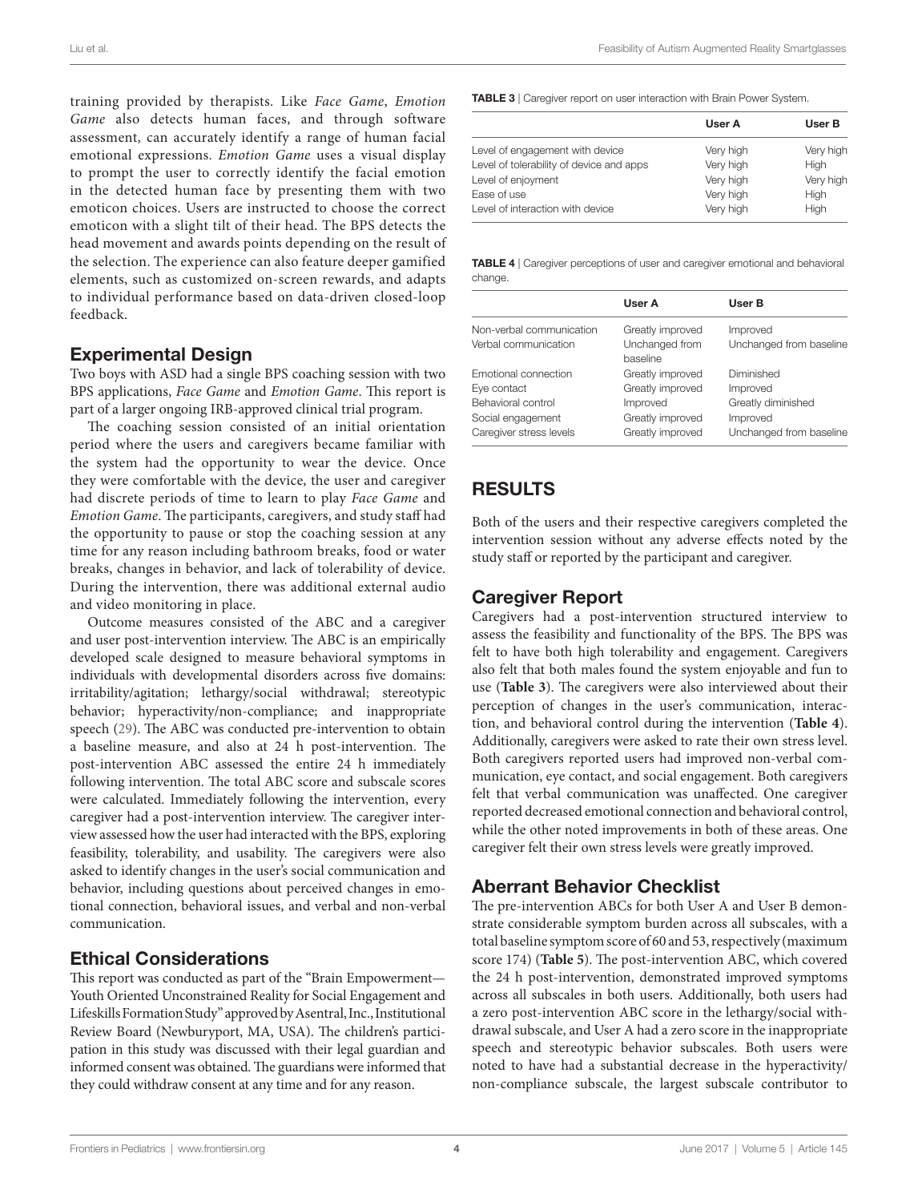training provided by therapists. Like *Face Game*, *Emotion Game* also detects human faces, and through software assessment, can accurately identify a range of human facial emotional expressions. *Emotion Game* uses a visual display to prompt the user to correctly identify the facial emotion in the detected human face by presenting them with two emoticon choices. Users are instructed to choose the correct emoticon with a slight tilt of their head. The BPS detects the head movement and awards points depending on the result of the selection. The experience can also feature deeper gamified elements, such as customized on-screen rewards, and adapts to individual performance based on data-driven closed-loop feedback.

## Experimental Design

Two boys with ASD had a single BPS coaching session with two BPS applications, *Face Game* and *Emotion Game*. This report is part of a larger ongoing IRB-approved clinical trial program.

The coaching session consisted of an initial orientation period where the users and caregivers became familiar with the system had the opportunity to wear the device. Once they were comfortable with the device, the user and caregiver had discrete periods of time to learn to play *Face Game* and *Emotion Game*. The participants, caregivers, and study staff had the opportunity to pause or stop the coaching session at any time for any reason including bathroom breaks, food or water breaks, changes in behavior, and lack of tolerability of device. During the intervention, there was additional external audio and video monitoring in place.

Outcome measures consisted of the ABC and a caregiver and user post-intervention interview. The ABC is an empirically developed scale designed to measure behavioral symptoms in individuals with developmental disorders across five domains: irritability/agitation; lethargy/social withdrawal; stereotypic behavior; hyperactivity/non-compliance; and inappropriate speech (29). The ABC was conducted pre-intervention to obtain a baseline measure, and also at 24 h post-intervention. The post-intervention ABC assessed the entire 24 h immediately following intervention. The total ABC score and subscale scores were calculated. Immediately following the intervention, every caregiver had a post-intervention interview. The caregiver interview assessed how the user had interacted with the BPS, exploring feasibility, tolerability, and usability. The caregivers were also asked to identify changes in the user's social communication and behavior, including questions about perceived changes in emotional connection, behavioral issues, and verbal and non-verbal communication.

## Ethical Considerations

This report was conducted as part of the "Brain Empowerment—Youth Oriented Unconstrained Reality for Social Engagement and Lifeskills Formation Study" approved by Asentral, Inc., Institutional Review Board (Newburyport, MA, USA). The children's participation in this study was discussed with their legal guardian and informed consent was obtained. The guardians were informed that they could withdraw consent at any time and for any reason.

**TABLE 3** | Caregiver report on user interaction with Brain Power System.

| | User A | User B |
|---|---|---|
| Level of engagement with device | Very high | Very high |
| Level of tolerability of device and apps | Very high | High |
| Level of enjoyment | Very high | Very high |
| Ease of use | Very high | High |
| Level of interaction with device | Very high | High |

**TABLE 4** | Caregiver perceptions of user and caregiver emotional and behavioral change.

| | User A | User B |
|---|---|---|
| Non-verbal communication | Greatly improved | Improved |
| Verbal communication | Unchanged from baseline | Unchanged from baseline |
| Emotional connection | Greatly improved | Diminished |
| Eye contact | Greatly improved | Improved |
| Behavioral control | Improved | Greatly diminished |
| Social engagement | Greatly improved | Improved |
| Caregiver stress levels | Greatly improved | Unchanged from baseline |

# RESULTS

Both of the users and their respective caregivers completed the intervention session without any adverse effects noted by the study staff or reported by the participant and caregiver.

## Caregiver Report

Caregivers had a post-intervention structured interview to assess the feasibility and functionality of the BPS. The BPS was felt to have both high tolerability and engagement. Caregivers also felt that both males found the system enjoyable and fun to use (**Table 3**). The caregivers were also interviewed about their perception of changes in the user's communication, interaction, and behavioral control during the intervention (**Table 4**). Additionally, caregivers were asked to rate their own stress level. Both caregivers reported users had improved non-verbal communication, eye contact, and social engagement. Both caregivers felt that verbal communication was unaffected. One caregiver reported decreased emotional connection and behavioral control, while the other noted improvements in both of these areas. One caregiver felt their own stress levels were greatly improved.

## Aberrant Behavior Checklist

The pre-intervention ABCs for both User A and User B demonstrate considerable symptom burden across all subscales, with a total baseline symptom score of 60 and 53, respectively (maximum score 174) (**Table 5**). The post-intervention ABC, which covered the 24 h post-intervention, demonstrated improved symptoms across all subscales in both users. Additionally, both users had a zero post-intervention ABC score in the lethargy/social withdrawal subscale, and User A had a zero score in the inappropriate speech and stereotypic behavior subscales. Both users were noted to have had a substantial decrease in the hyperactivity/non-compliance subscale, the largest subscale contributor to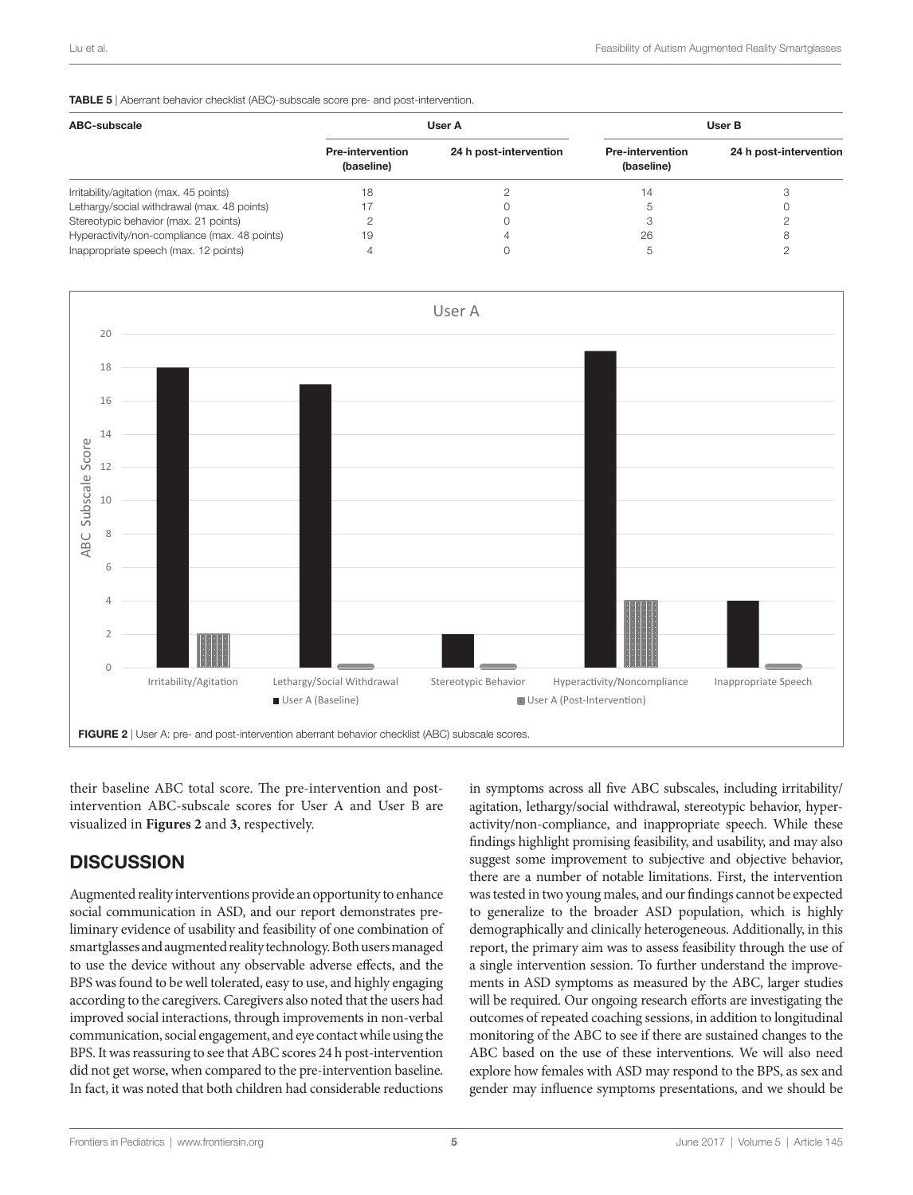**TABLE 5** | Aberrant behavior checklist (ABC)-subscale score pre- and post-intervention.

| ABC-subscale | User A | | User B | |
|---|---|---|---|---|
| | Pre-intervention (baseline) | 24 h post-intervention | Pre-intervention (baseline) | 24 h post-intervention |
| Irritability/agitation (max. 45 points) | 18 | 2 | 14 | 3 |
| Lethargy/social withdrawal (max. 48 points) | 17 | 0 | 5 | 0 |
| Stereotypic behavior (max. 21 points) | 2 | 0 | 3 | 2 |
| Hyperactivity/non-compliance (max. 48 points) | 19 | 4 | 26 | 8 |
| Inappropriate speech (max. 12 points) | 4 | 0 | 5 | 2 |

**FIGURE 2** | User A: pre- and post-intervention aberrant behavior checklist (ABC) subscale scores.

their baseline ABC total score. The pre-intervention and post-intervention ABC-subscale scores for User A and User B are visualized in **Figures 2** and **3**, respectively.

## DISCUSSION

Augmented reality interventions provide an opportunity to enhance social communication in ASD, and our report demonstrates preliminary evidence of usability and feasibility of one combination of smartglasses and augmented reality technology. Both users managed to use the device without any observable adverse effects, and the BPS was found to be well tolerated, easy to use, and highly engaging according to the caregivers. Caregivers also noted that the users had improved social interactions, through improvements in non-verbal communication, social engagement, and eye contact while using the BPS. It was reassuring to see that ABC scores 24 h post-intervention did not get worse, when compared to the pre-intervention baseline. In fact, it was noted that both children had considerable reductions in symptoms across all five ABC subscales, including irritability/agitation, lethargy/social withdrawal, stereotypic behavior, hyperactivity/non-compliance, and inappropriate speech. While these findings highlight promising feasibility, and usability, and may also suggest some improvement to subjective and objective behavior, there are a number of notable limitations. First, the intervention was tested in two young males, and our findings cannot be expected to generalize to the broader ASD population, which is highly demographically and clinically heterogeneous. Additionally, in this report, the primary aim was to assess feasibility through the use of a single intervention session. To further understand the improvements in ASD symptoms as measured by the ABC, larger studies will be required. Our ongoing research efforts are investigating the outcomes of repeated coaching sessions, in addition to longitudinal monitoring of the ABC to see if there are sustained changes to the ABC based on the use of these interventions. We will also need explore how females with ASD may respond to the BPS, as sex and gender may influence symptoms presentations, and we should be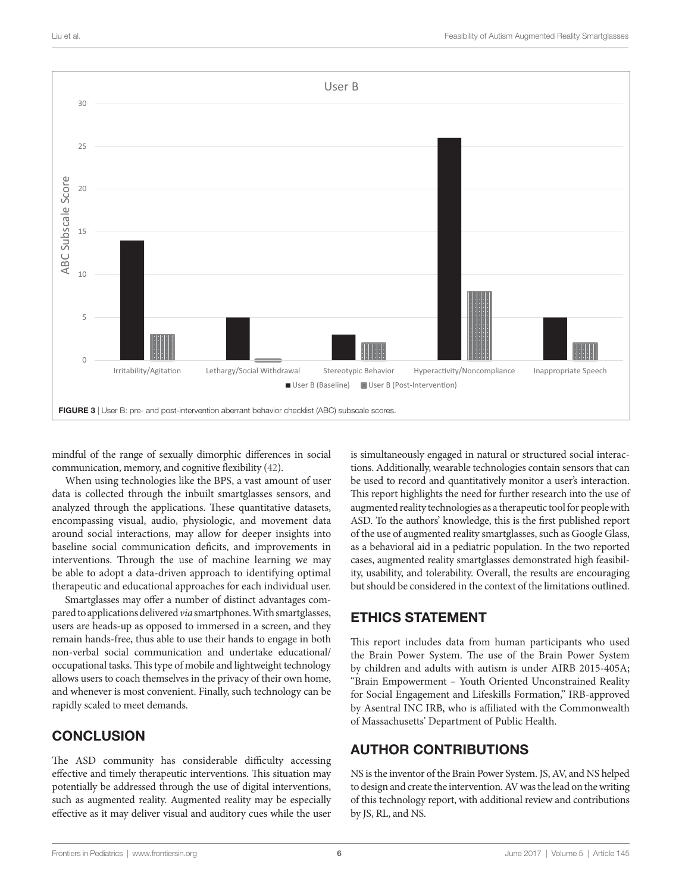FIGURE 3 | User B: pre- and post-intervention aberrant behavior checklist (ABC) subscale scores.

mindful of the range of sexually dimorphic differences in social communication, memory, and cognitive flexibility (42).

When using technologies like the BPS, a vast amount of user data is collected through the inbuilt smartglasses sensors, and analyzed through the applications. These quantitative datasets, encompassing visual, audio, physiologic, and movement data around social interactions, may allow for deeper insights into baseline social communication deficits, and improvements in interventions. Through the use of machine learning we may be able to adopt a data-driven approach to identifying optimal therapeutic and educational approaches for each individual user.

Smartglasses may offer a number of distinct advantages compared to applications delivered *via* smartphones. With smartglasses, users are heads-up as opposed to immersed in a screen, and they remain hands-free, thus able to use their hands to engage in both non-verbal social communication and undertake educational/occupational tasks. This type of mobile and lightweight technology allows users to coach themselves in the privacy of their own home, and whenever is most convenient. Finally, such technology can be rapidly scaled to meet demands.

## CONCLUSION

The ASD community has considerable difficulty accessing effective and timely therapeutic interventions. This situation may potentially be addressed through the use of digital interventions, such as augmented reality. Augmented reality may be especially effective as it may deliver visual and auditory cues while the user is simultaneously engaged in natural or structured social interactions. Additionally, wearable technologies contain sensors that can be used to record and quantitatively monitor a user's interaction. This report highlights the need for further research into the use of augmented reality technologies as a therapeutic tool for people with ASD. To the authors' knowledge, this is the first published report of the use of augmented reality smartglasses, such as Google Glass, as a behavioral aid in a pediatric population. In the two reported cases, augmented reality smartglasses demonstrated high feasibility, usability, and tolerability. Overall, the results are encouraging but should be considered in the context of the limitations outlined.

## ETHICS STATEMENT

This report includes data from human participants who used the Brain Power System. The use of the Brain Power System by children and adults with autism is under AIRB 2015-405A; "Brain Empowerment – Youth Oriented Unconstrained Reality for Social Engagement and Lifeskills Formation," IRB-approved by Asentral INC IRB, who is affiliated with the Commonwealth of Massachusetts' Department of Public Health.

## AUTHOR CONTRIBUTIONS

NS is the inventor of the Brain Power System. JS, AV, and NS helped to design and create the intervention. AV was the lead on the writing of this technology report, with additional review and contributions by JS, RL, and NS.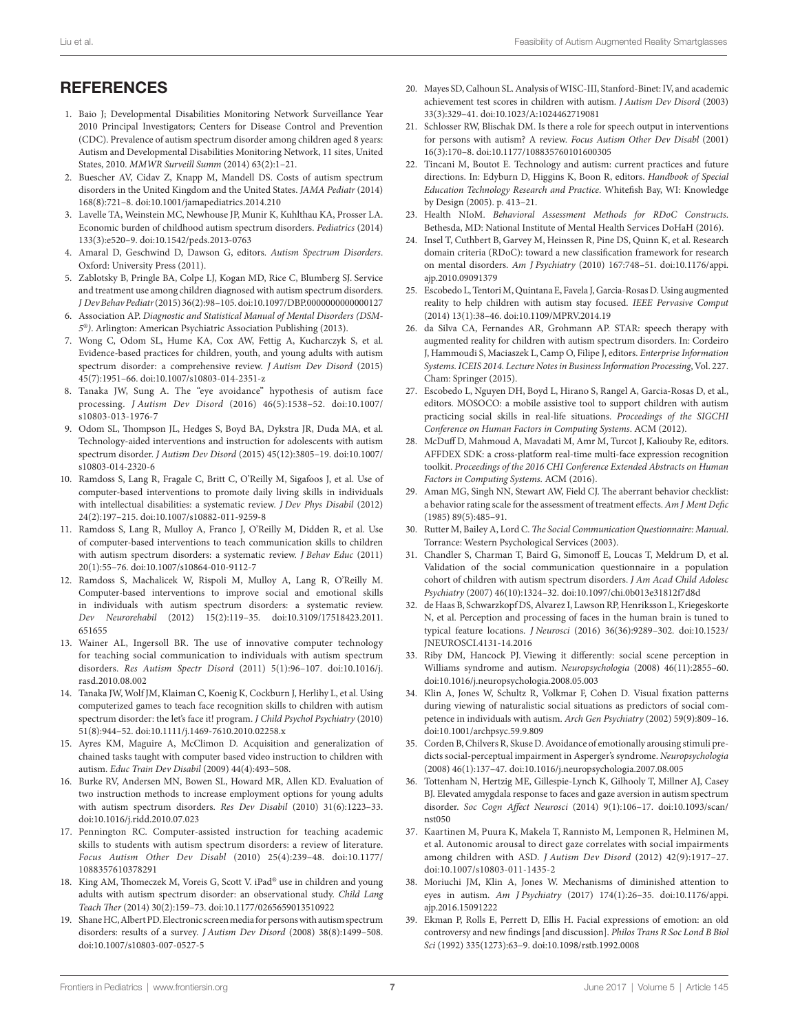## REFERENCES

1. Baio J; Developmental Disabilities Monitoring Network Surveillance Year 2010 Principal Investigators; Centers for Disease Control and Prevention (CDC). Prevalence of autism spectrum disorder among children aged 8 years: Autism and Developmental Disabilities Monitoring Network, 11 sites, United States, 2010. *MMWR Surveill Summ* (2014) 63(2):1–21.
2. Buescher AV, Cidav Z, Knapp M, Mandell DS. Costs of autism spectrum disorders in the United Kingdom and the United States. *JAMA Pediatr* (2014) 168(8):721–8. doi:10.1001/jamapediatrics.2014.210
3. Lavelle TA, Weinstein MC, Newhouse JP, Munir K, Kuhlthau KA, Prosser LA. Economic burden of childhood autism spectrum disorders. *Pediatrics* (2014) 133(3):e520–9. doi:10.1542/peds.2013-0763
4. Amaral D, Geschwind D, Dawson G, editors. *Autism Spectrum Disorders*. Oxford: University Press (2011).
5. Zablotsky B, Pringle BA, Colpe LJ, Kogan MD, Rice C, Blumberg SJ. Service and treatment use among children diagnosed with autism spectrum disorders. *J Dev Behav Pediatr* (2015) 36(2):98–105. doi:10.1097/DBP.0000000000000127
6. Association AP. *Diagnostic and Statistical Manual of Mental Disorders (DSM-5®)*. Arlington: American Psychiatric Association Publishing (2013).
7. Wong C, Odom SL, Hume KA, Cox AW, Fettig A, Kucharczyk S, et al. Evidence-based practices for children, youth, and young adults with autism spectrum disorder: a comprehensive review. *J Autism Dev Disord* (2015) 45(7):1951–66. doi:10.1007/s10803-014-2351-z
8. Tanaka JW, Sung A. The "eye avoidance" hypothesis of autism face processing. *J Autism Dev Disord* (2016) 46(5):1538–52. doi:10.1007/s10803-013-1976-7
9. Odom SL, Thompson JL, Hedges S, Boyd BA, Dykstra JR, Duda MA, et al. Technology-aided interventions and instruction for adolescents with autism spectrum disorder. *J Autism Dev Disord* (2015) 45(12):3805–19. doi:10.1007/s10803-014-2320-6
10. Ramdoss S, Lang R, Fragale C, Britt C, O'Reilly M, Sigafoos J, et al. Use of computer-based interventions to promote daily living skills in individuals with intellectual disabilities: a systematic review. *J Dev Phys Disabil* (2012) 24(2):197–215. doi:10.1007/s10882-011-9259-8
11. Ramdoss S, Lang R, Mulloy A, Franco J, O'Reilly M, Didden R, et al. Use of computer-based interventions to teach communication skills to children with autism spectrum disorders: a systematic review. *J Behav Educ* (2011) 20(1):55–76. doi:10.1007/s10864-010-9112-7
12. Ramdoss S, Machalicek W, Rispoli M, Mulloy A, Lang R, O'Reilly M. Computer-based interventions to improve social and emotional skills in individuals with autism spectrum disorders: a systematic review. *Dev Neurorehabil* (2012) 15(2):119–35. doi:10.3109/17518423.2011.651655
13. Wainer AL, Ingersoll BR. The use of innovative computer technology for teaching social communication to individuals with autism spectrum disorders. *Res Autism Spectr Disord* (2011) 5(1):96–107. doi:10.1016/j.rasd.2010.08.002
14. Tanaka JW, Wolf JM, Klaiman C, Koenig K, Cockburn J, Herlihy L, et al. Using computerized games to teach face recognition skills to children with autism spectrum disorder: the let's face it! program. *J Child Psychol Psychiatry* (2010) 51(8):944–52. doi:10.1111/j.1469-7610.2010.02258.x
15. Ayres KM, Maguire A, McClimon D. Acquisition and generalization of chained tasks taught with computer based video instruction to children with autism. *Educ Train Dev Disabil* (2009) 44(4):493–508.
16. Burke RV, Andersen MN, Bowen SL, Howard MR, Allen KD. Evaluation of two instruction methods to increase employment options for young adults with autism spectrum disorders. *Res Dev Disabil* (2010) 31(6):1223–33. doi:10.1016/j.ridd.2010.07.023
17. Pennington RC. Computer-assisted instruction for teaching academic skills to students with autism spectrum disorders: a review of literature. *Focus Autism Other Dev Disabl* (2010) 25(4):239–48. doi:10.1177/1088357610378291
18. King AM, Thomeczek M, Voreis G, Scott V. iPad® use in children and young adults with autism spectrum disorder: an observational study. *Child Lang Teach Ther* (2014) 30(2):159–73. doi:10.1177/0265659013510922
19. Shane HC, Albert PD. Electronic screen media for persons with autism spectrum disorders: results of a survey. *J Autism Dev Disord* (2008) 38(8):1499–508. doi:10.1007/s10803-007-0527-5
20. Mayes SD, Calhoun SL. Analysis of WISC-III, Stanford-Binet: IV, and academic achievement test scores in children with autism. *J Autism Dev Disord* (2003) 33(3):329–41. doi:10.1023/A:1024462719081
21. Schlosser RW, Blischak DM. Is there a role for speech output in interventions for persons with autism? A review. *Focus Autism Other Dev Disabl* (2001) 16(3):170–8. doi:10.1177/108835760101600305
22. Tincani M, Boutot E. Technology and autism: current practices and future directions. In: Edyburn D, Higgins K, Boon R, editors. *Handbook of Special Education Technology Research and Practice*. Whitefish Bay, WI: Knowledge by Design (2005). p. 413–21.
23. Health NIoM. *Behavioral Assessment Methods for RDoC Constructs*. Bethesda, MD: National Institute of Mental Health Services DoHaH (2016).
24. Insel T, Cuthbert B, Garvey M, Heinssen R, Pine DS, Quinn K, et al. Research domain criteria (RDoC): toward a new classification framework for research on mental disorders. *Am J Psychiatry* (2010) 167:748–51. doi:10.1176/appi.ajp.2010.09091379
25. Escobedo L, Tentori M, Quintana E, Favela J, Garcia-Rosas D. Using augmented reality to help children with autism stay focused. *IEEE Pervasive Comput* (2014) 13(1):38–46. doi:10.1109/MPRV.2014.19
26. da Silva CA, Fernandes AR, Grohmann AP. STAR: speech therapy with augmented reality for children with autism spectrum disorders. In: Cordeiro J, Hammoudi S, Maciaszek L, Camp O, Filipe J, editors. *Enterprise Information Systems. ICEIS 2014. Lecture Notes in Business Information Processing*, Vol. 227. Cham: Springer (2015).
27. Escobedo L, Nguyen DH, Boyd L, Hirano S, Rangel A, Garcia-Rosas D, et al., editors. MOSOCO: a mobile assistive tool to support children with autism practicing social skills in real-life situations. *Proceedings of the SIGCHI Conference on Human Factors in Computing Systems*. ACM (2012).
28. McDuff D, Mahmoud A, Mavadati M, Amr M, Turcot J, Kaliouby Re, editors. AFFDEX SDK: a cross-platform real-time multi-face expression recognition toolkit. *Proceedings of the 2016 CHI Conference Extended Abstracts on Human Factors in Computing Systems*. ACM (2016).
29. Aman MG, Singh NN, Stewart AW, Field CJ. The aberrant behavior checklist: a behavior rating scale for the assessment of treatment effects. *Am J Ment Defic* (1985) 89(5):485–91.
30. Rutter M, Bailey A, Lord C. *The Social Communication Questionnaire: Manual*. Torrance: Western Psychological Services (2003).
31. Chandler S, Charman T, Baird G, Simonoff E, Loucas T, Meldrum D, et al. Validation of the social communication questionnaire in a population cohort of children with autism spectrum disorders. *J Am Acad Child Adolesc Psychiatry* (2007) 46(10):1324–32. doi:10.1097/chi.0b013e31812f7d8d
32. de Haas B, Schwarzkopf DS, Alvarez I, Lawson RP, Henriksson L, Kriegeskorte N, et al. Perception and processing of faces in the human brain is tuned to typical feature locations. *J Neurosci* (2016) 36(36):9289–302. doi:10.1523/JNEUROSCI.4131-14.2016
33. Riby DM, Hancock PJ. Viewing it differently: social scene perception in Williams syndrome and autism. *Neuropsychologia* (2008) 46(11):2855–60. doi:10.1016/j.neuropsychologia.2008.05.003
34. Klin A, Jones W, Schultz R, Volkmar F, Cohen D. Visual fixation patterns during viewing of naturalistic social situations as predictors of social competence in individuals with autism. *Arch Gen Psychiatry* (2002) 59(9):809–16. doi:10.1001/archpsyc.59.9.809
35. Corden B, Chilvers R, Skuse D. Avoidance of emotionally arousing stimuli predicts social-perceptual impairment in Asperger's syndrome. *Neuropsychologia* (2008) 46(1):137–47. doi:10.1016/j.neuropsychologia.2007.08.005
36. Tottenham N, Hertzig ME, Gillespie-Lynch K, Gilhooly T, Millner AJ, Casey BJ. Elevated amygdala response to faces and gaze aversion in autism spectrum disorder. *Soc Cogn Affect Neurosci* (2014) 9(1):106–17. doi:10.1093/scan/nst050
37. Kaartinen M, Puura K, Makela T, Rannisto M, Lemponen R, Helminen M, et al. Autonomic arousal to direct gaze correlates with social impairments among children with ASD. *J Autism Dev Disord* (2012) 42(9):1917–27. doi:10.1007/s10803-011-1435-2
38. Moriuchi JM, Klin A, Jones W. Mechanisms of diminished attention to eyes in autism. *Am J Psychiatry* (2017) 174(1):26–35. doi:10.1176/appi.ajp.2016.15091222
39. Ekman P, Rolls E, Perrett D, Ellis H. Facial expressions of emotion: an old controversy and new findings [and discussion]. *Philos Trans R Soc Lond B Biol Sci* (1992) 335(1273):63–9. doi:10.1098/rstb.1992.0008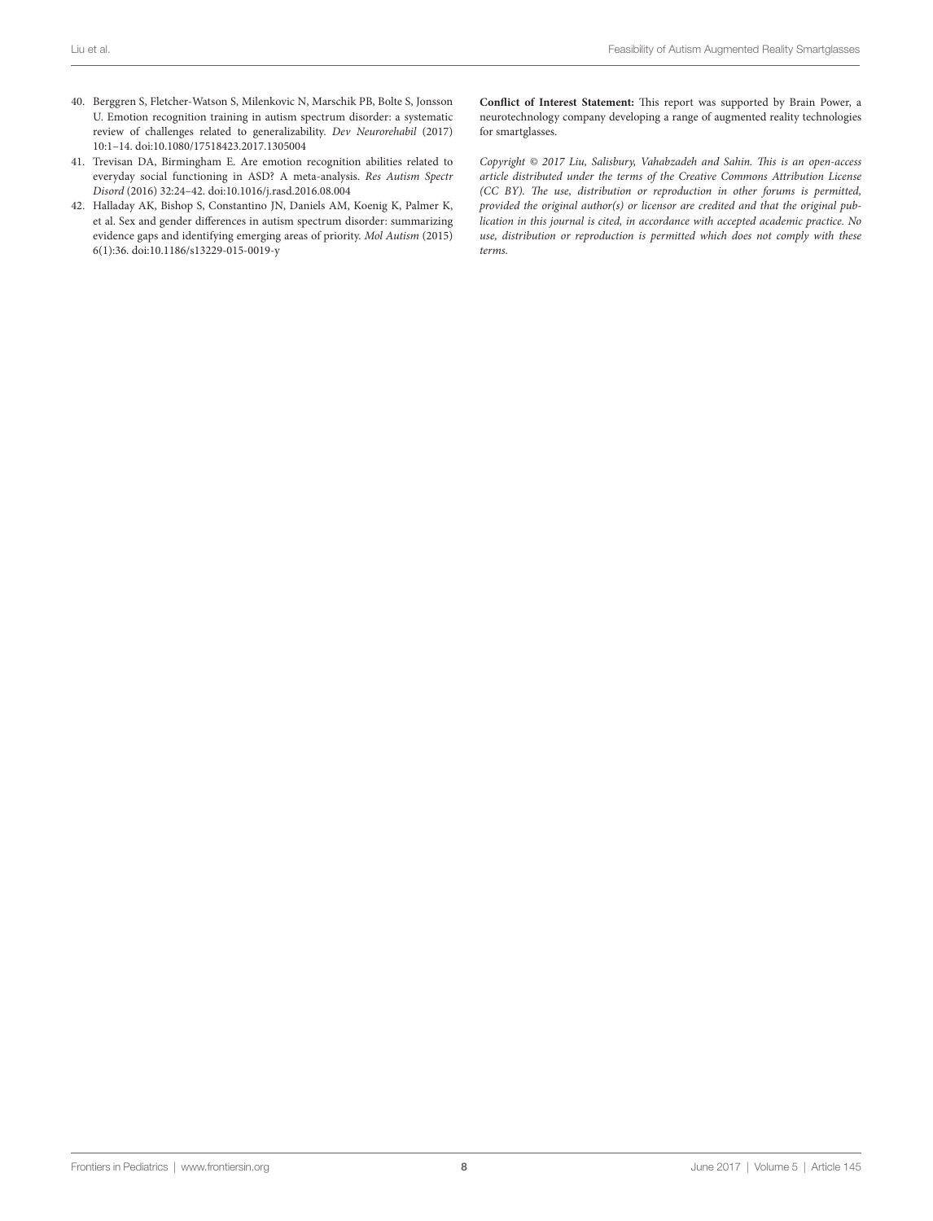40. Berggren S, Fletcher-Watson S, Milenkovic N, Marschik PB, Bolte S, Jonsson U. Emotion recognition training in autism spectrum disorder: a systematic review of challenges related to generalizability. *Dev Neurorehabil* (2017) 10:1–14. doi:10.1080/17518423.2017.1305004
41. Trevisan DA, Birmingham E. Are emotion recognition abilities related to everyday social functioning in ASD? A meta-analysis. *Res Autism Spectr Disord* (2016) 32:24–42. doi:10.1016/j.rasd.2016.08.004
42. Halladay AK, Bishop S, Constantino JN, Daniels AM, Koenig K, Palmer K, et al. Sex and gender differences in autism spectrum disorder: summarizing evidence gaps and identifying emerging areas of priority. *Mol Autism* (2015) 6(1):36. doi:10.1186/s13229-015-0019-y

**Conflict of Interest Statement:** This report was supported by Brain Power, a neurotechnology company developing a range of augmented reality technologies for smartglasses.

*Copyright © 2017 Liu, Salisbury, Vahabzadeh and Sahin. This is an open-access article distributed under the terms of the Creative Commons Attribution License (CC BY). The use, distribution or reproduction in other forums is permitted, provided the original author(s) or licensor are credited and that the original publication in this journal is cited, in accordance with accepted academic practice. No use, distribution or reproduction is permitted which does not comply with these terms.*